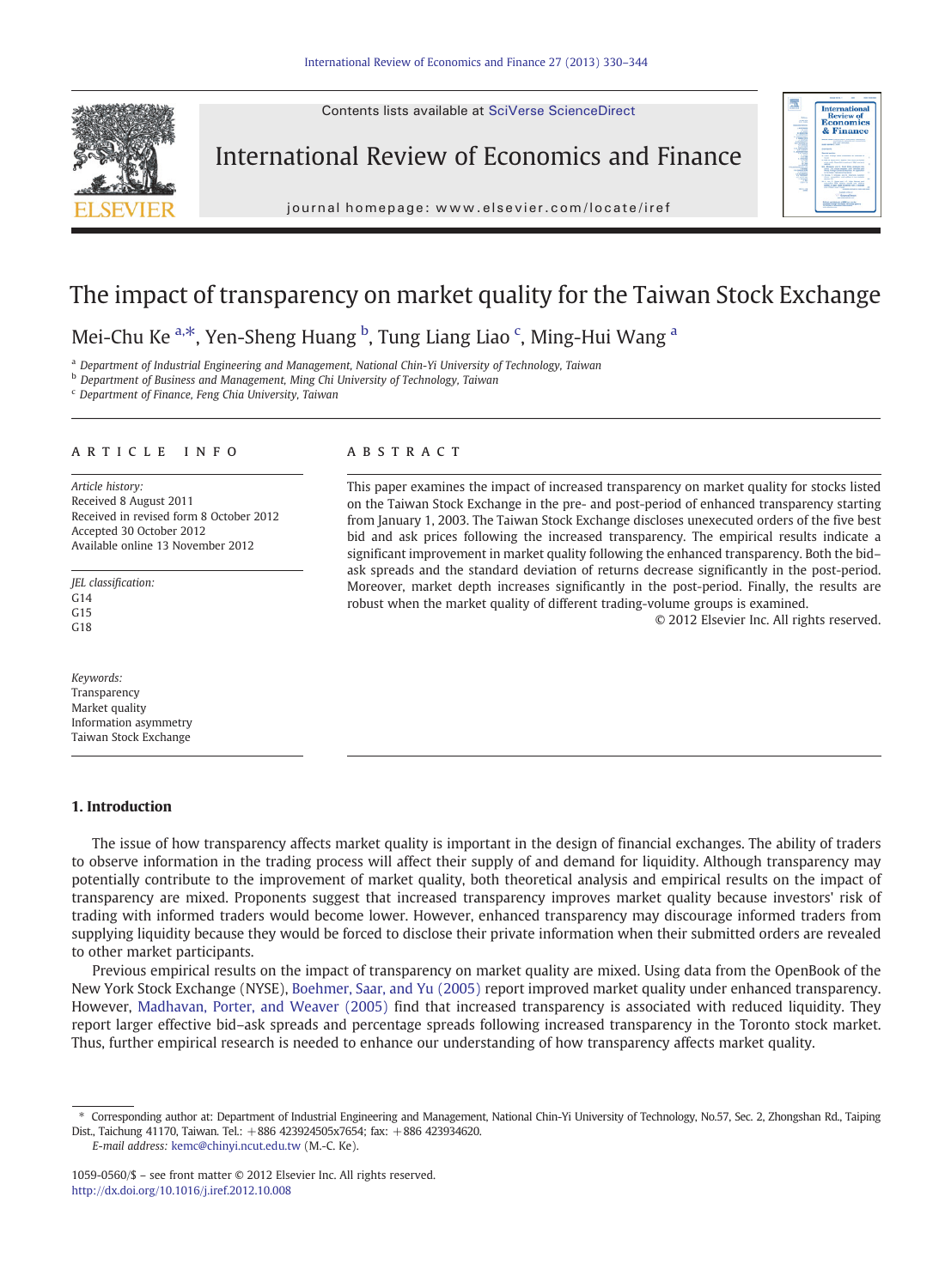# The impact of transparency on market quality for the Taiwan Stock Exchange

Mei-Chu Ke [a,*], Yen-Sheng Huang [b], Tung Liang Liao [c], Ming-Hui Wang [a]

[a] Department of Industrial Engineering and Management, National Chin-Yi University of Technology, Taiwan
[b] Department of Business and Management, Ming Chi University of Technology, Taiwan
[c] Department of Finance, Feng Chia University, Taiwan

## ARTICLE INFO

*Article history:*
Received 8 August 2011
Received in revised form 8 October 2012
Accepted 30 October 2012
Available online 13 November 2012

*JEL classification:*
G14
G15
G18

*Keywords:*
Transparency
Market quality
Information asymmetry
Taiwan Stock Exchange

## ABSTRACT

This paper examines the impact of increased transparency on market quality for stocks listed on the Taiwan Stock Exchange in the pre- and post-period of enhanced transparency starting from January 1, 2003. The Taiwan Stock Exchange discloses unexecuted orders of the five best bid and ask prices following the increased transparency. The empirical results indicate a significant improvement in market quality following the enhanced transparency. Both the bid–ask spreads and the standard deviation of returns decrease significantly in the post-period. Moreover, market depth increases significantly in the post-period. Finally, the results are robust when the market quality of different trading-volume groups is examined.

© 2012 Elsevier Inc. All rights reserved.

## 1. Introduction

The issue of how transparency affects market quality is important in the design of financial exchanges. The ability of traders to observe information in the trading process will affect their supply of and demand for liquidity. Although transparency may potentially contribute to the improvement of market quality, both theoretical analysis and empirical results on the impact of transparency are mixed. Proponents suggest that increased transparency improves market quality because investors' risk of trading with informed traders would become lower. However, enhanced transparency may discourage informed traders from supplying liquidity because they would be forced to disclose their private information when their submitted orders are revealed to other market participants.

Previous empirical results on the impact of transparency on market quality are mixed. Using data from the OpenBook of the New York Stock Exchange (NYSE), Boehmer, Saar, and Yu (2005) report improved market quality under enhanced transparency. However, Madhavan, Porter, and Weaver (2005) find that increased transparency is associated with reduced liquidity. They report larger effective bid–ask spreads and percentage spreads following increased transparency in the Toronto stock market. Thus, further empirical research is needed to enhance our understanding of how transparency affects market quality.

* Corresponding author at: Department of Industrial Engineering and Management, National Chin-Yi University of Technology, No.57, Sec. 2, Zhongshan Rd., Taiping Dist., Taichung 41170, Taiwan. Tel.: +886 423924505x7654; fax: +886 423934620.
*E-mail address:* kemc@chinyi.ncut.edu.tw (M.-C. Ke).

1059-0560/$ – see front matter © 2012 Elsevier Inc. All rights reserved.
http://dx.doi.org/10.1016/j.iref.2012.10.008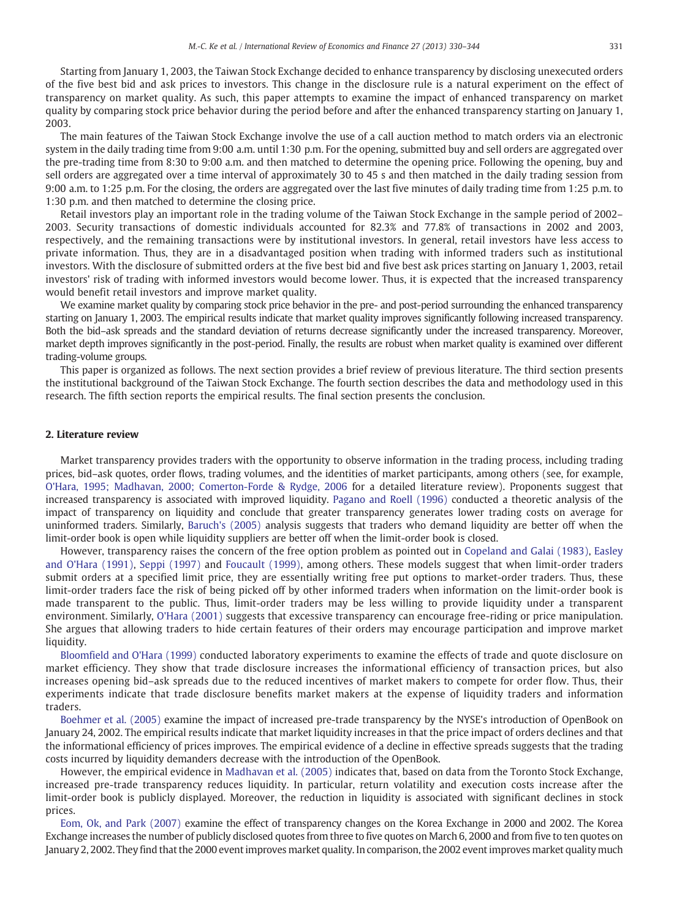Starting from January 1, 2003, the Taiwan Stock Exchange decided to enhance transparency by disclosing unexecuted orders of the five best bid and ask prices to investors. This change in the disclosure rule is a natural experiment on the effect of transparency on market quality. As such, this paper attempts to examine the impact of enhanced transparency on market quality by comparing stock price behavior during the period before and after the enhanced transparency starting on January 1, 2003.

The main features of the Taiwan Stock Exchange involve the use of a call auction method to match orders via an electronic system in the daily trading time from 9:00 a.m. until 1:30 p.m. For the opening, submitted buy and sell orders are aggregated over the pre-trading time from 8:30 to 9:00 a.m. and then matched to determine the opening price. Following the opening, buy and sell orders are aggregated over a time interval of approximately 30 to 45 s and then matched in the daily trading session from 9:00 a.m. to 1:25 p.m. For the closing, the orders are aggregated over the last five minutes of daily trading time from 1:25 p.m. to 1:30 p.m. and then matched to determine the closing price.

Retail investors play an important role in the trading volume of the Taiwan Stock Exchange in the sample period of 2002–2003. Security transactions of domestic individuals accounted for 82.3% and 77.8% of transactions in 2002 and 2003, respectively, and the remaining transactions were by institutional investors. In general, retail investors have less access to private information. Thus, they are in a disadvantaged position when trading with informed traders such as institutional investors. With the disclosure of submitted orders at the five best bid and five best ask prices starting on January 1, 2003, retail investors' risk of trading with informed investors would become lower. Thus, it is expected that the increased transparency would benefit retail investors and improve market quality.

We examine market quality by comparing stock price behavior in the pre- and post-period surrounding the enhanced transparency starting on January 1, 2003. The empirical results indicate that market quality improves significantly following increased transparency. Both the bid–ask spreads and the standard deviation of returns decrease significantly under the increased transparency. Moreover, market depth improves significantly in the post-period. Finally, the results are robust when market quality is examined over different trading-volume groups.

This paper is organized as follows. The next section provides a brief review of previous literature. The third section presents the institutional background of the Taiwan Stock Exchange. The fourth section describes the data and methodology used in this research. The fifth section reports the empirical results. The final section presents the conclusion.

## 2. Literature review

Market transparency provides traders with the opportunity to observe information in the trading process, including trading prices, bid–ask quotes, order flows, trading volumes, and the identities of market participants, among others (see, for example, O'Hara, 1995; Madhavan, 2000; Comerton-Forde & Rydge, 2006 for a detailed literature review). Proponents suggest that increased transparency is associated with improved liquidity. Pagano and Roell (1996) conducted a theoretic analysis of the impact of transparency on liquidity and conclude that greater transparency generates lower trading costs on average for uninformed traders. Similarly, Baruch's (2005) analysis suggests that traders who demand liquidity are better off when the limit-order book is open while liquidity suppliers are better off when the limit-order book is closed.

However, transparency raises the concern of the free option problem as pointed out in Copeland and Galai (1983), Easley and O'Hara (1991), Seppi (1997) and Foucault (1999), among others. These models suggest that when limit-order traders submit orders at a specified limit price, they are essentially writing free put options to market-order traders. Thus, these limit-order traders face the risk of being picked off by other informed traders when information on the limit-order book is made transparent to the public. Thus, limit-order traders may be less willing to provide liquidity under a transparent environment. Similarly, O'Hara (2001) suggests that excessive transparency can encourage free-riding or price manipulation. She argues that allowing traders to hide certain features of their orders may encourage participation and improve market liquidity.

Bloomfield and O'Hara (1999) conducted laboratory experiments to examine the effects of trade and quote disclosure on market efficiency. They show that trade disclosure increases the informational efficiency of transaction prices, but also increases opening bid–ask spreads due to the reduced incentives of market makers to compete for order flow. Thus, their experiments indicate that trade disclosure benefits market makers at the expense of liquidity traders and information traders.

Boehmer et al. (2005) examine the impact of increased pre-trade transparency by the NYSE's introduction of OpenBook on January 24, 2002. The empirical results indicate that market liquidity increases in that the price impact of orders declines and that the informational efficiency of prices improves. The empirical evidence of a decline in effective spreads suggests that the trading costs incurred by liquidity demanders decrease with the introduction of the OpenBook.

However, the empirical evidence in Madhavan et al. (2005) indicates that, based on data from the Toronto Stock Exchange, increased pre-trade transparency reduces liquidity. In particular, return volatility and execution costs increase after the limit-order book is publicly displayed. Moreover, the reduction in liquidity is associated with significant declines in stock prices.

Eom, Ok, and Park (2007) examine the effect of transparency changes on the Korea Exchange in 2000 and 2002. The Korea Exchange increases the number of publicly disclosed quotes from three to five quotes on March 6, 2000 and from five to ten quotes on January 2, 2002. They find that the 2000 event improves market quality. In comparison, the 2002 event improves market quality much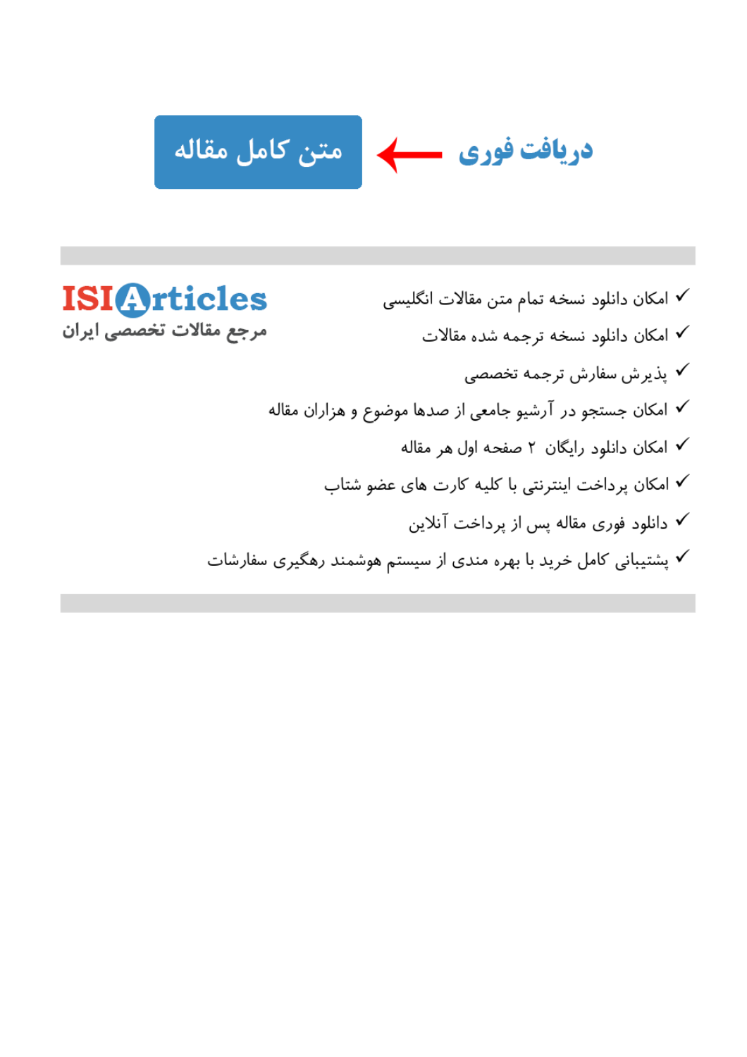دریافت فوری ← **متن کامل مقاله**

**ISIArticles**
مرجع مقالات تخصصی ایران

- ✓ امکان دانلود نسخه تمام متن مقالات انگلیسی
- ✓ امکان دانلود نسخه ترجمه شده مقالات
- ✓ پذیرش سفارش ترجمه تخصصی
- ✓ امکان جستجو در آرشیو جامعی از صدها موضوع و هزاران مقاله
- ✓ امکان دانلود رایگان ۲ صفحه اول هر مقاله
- ✓ امکان پرداخت اینترنتی با کلیه کارت های عضو شتاب
- ✓ دانلود فوری مقاله پس از پرداخت آنلاین
- ✓ پشتیبانی کامل خرید با بهره مندی از سیستم هوشمند رهگیری سفارشات